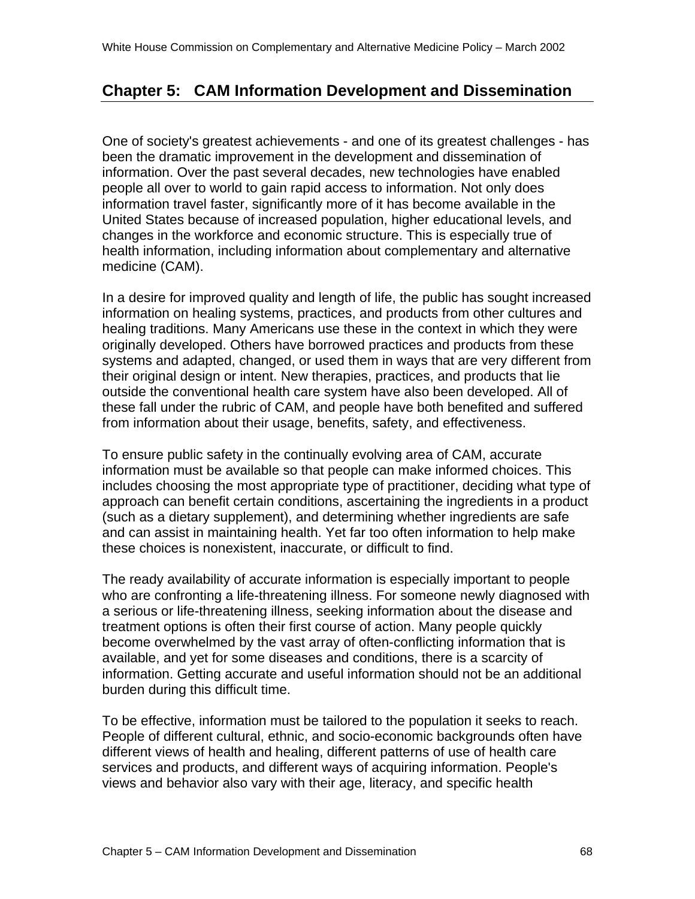# Chapter 5: CAM Information Development and Dissemination

One of society's greatest achievements - and one of its greatest challenges - has been the dramatic improvement in the development and dissemination of information. Over the past several decades, new technologies have enabled people all over to world to gain rapid access to information. Not only does information travel faster, significantly more of it has become available in the United States because of increased population, higher educational levels, and changes in the workforce and economic structure. This is especially true of health information, including information about complementary and alternative medicine (CAM).

In a desire for improved quality and length of life, the public has sought increased information on healing systems, practices, and products from other cultures and healing traditions. Many Americans use these in the context in which they were originally developed. Others have borrowed practices and products from these systems and adapted, changed, or used them in ways that are very different from their original design or intent. New therapies, practices, and products that lie outside the conventional health care system have also been developed. All of these fall under the rubric of CAM, and people have both benefited and suffered from information about their usage, benefits, safety, and effectiveness.

To ensure public safety in the continually evolving area of CAM, accurate information must be available so that people can make informed choices. This includes choosing the most appropriate type of practitioner, deciding what type of approach can benefit certain conditions, ascertaining the ingredients in a product (such as a dietary supplement), and determining whether ingredients are safe and can assist in maintaining health. Yet far too often information to help make these choices is nonexistent, inaccurate, or difficult to find.

The ready availability of accurate information is especially important to people who are confronting a life-threatening illness. For someone newly diagnosed with a serious or life-threatening illness, seeking information about the disease and treatment options is often their first course of action. Many people quickly become overwhelmed by the vast array of often-conflicting information that is available, and yet for some diseases and conditions, there is a scarcity of information. Getting accurate and useful information should not be an additional burden during this difficult time.

To be effective, information must be tailored to the population it seeks to reach. People of different cultural, ethnic, and socio-economic backgrounds often have different views of health and healing, different patterns of use of health care services and products, and different ways of acquiring information. People's views and behavior also vary with their age, literacy, and specific health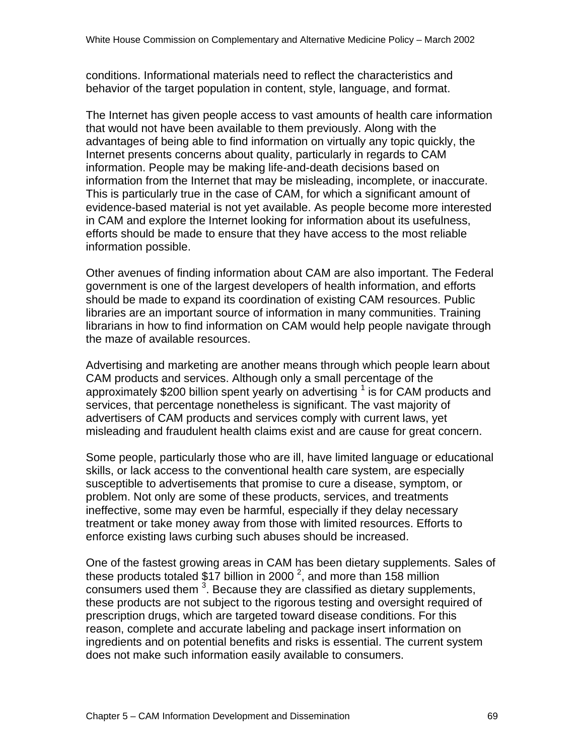conditions. Informational materials need to reflect the characteristics and behavior of the target population in content, style, language, and format.

The Internet has given people access to vast amounts of health care information that would not have been available to them previously. Along with the advantages of being able to find information on virtually any topic quickly, the Internet presents concerns about quality, particularly in regards to CAM information. People may be making life-and-death decisions based on information from the Internet that may be misleading, incomplete, or inaccurate. This is particularly true in the case of CAM, for which a significant amount of evidence-based material is not yet available. As people become more interested in CAM and explore the Internet looking for information about its usefulness, efforts should be made to ensure that they have access to the most reliable information possible.

Other avenues of finding information about CAM are also important. The Federal government is one of the largest developers of health information, and efforts should be made to expand its coordination of existing CAM resources. Public libraries are an important source of information in many communities. Training librarians in how to find information on CAM would help people navigate through the maze of available resources.

Advertising and marketing are another means through which people learn about CAM products and services. Although only a small percentage of the approximately $200 billion spent yearly on advertising [1] is for CAM products and services, that percentage nonetheless is significant. The vast majority of advertisers of CAM products and services comply with current laws, yet misleading and fraudulent health claims exist and are cause for great concern.

Some people, particularly those who are ill, have limited language or educational skills, or lack access to the conventional health care system, are especially susceptible to advertisements that promise to cure a disease, symptom, or problem. Not only are some of these products, services, and treatments ineffective, some may even be harmful, especially if they delay necessary treatment or take money away from those with limited resources. Efforts to enforce existing laws curbing such abuses should be increased.

One of the fastest growing areas in CAM has been dietary supplements. Sales of these products totaled $17 billion in 2000 [2], and more than 158 million consumers used them [3]. Because they are classified as dietary supplements, these products are not subject to the rigorous testing and oversight required of prescription drugs, which are targeted toward disease conditions. For this reason, complete and accurate labeling and package insert information on ingredients and on potential benefits and risks is essential. The current system does not make such information easily available to consumers.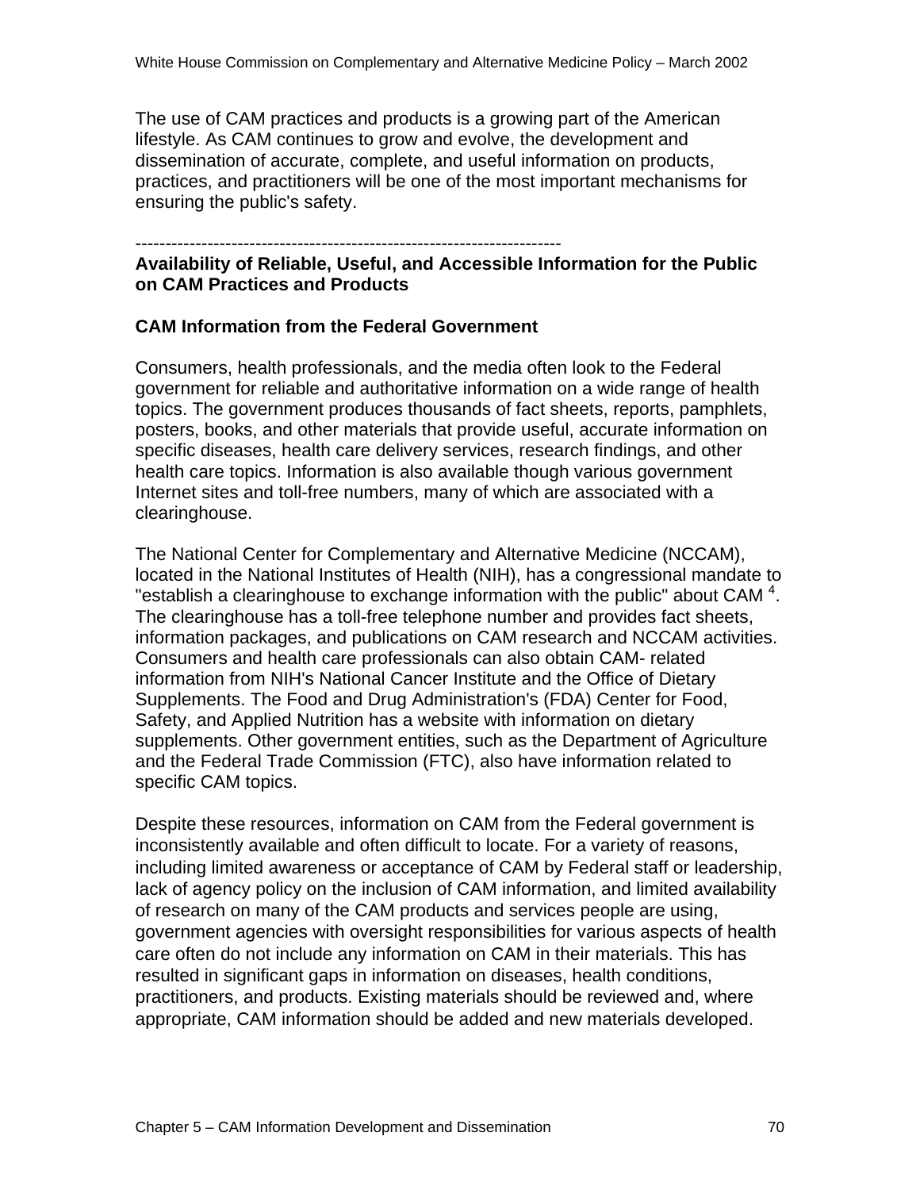The use of CAM practices and products is a growing part of the American lifestyle. As CAM continues to grow and evolve, the development and dissemination of accurate, complete, and useful information on products, practices, and practitioners will be one of the most important mechanisms for ensuring the public's safety.

---

## Availability of Reliable, Useful, and Accessible Information for the Public on CAM Practices and Products

### CAM Information from the Federal Government

Consumers, health professionals, and the media often look to the Federal government for reliable and authoritative information on a wide range of health topics. The government produces thousands of fact sheets, reports, pamphlets, posters, books, and other materials that provide useful, accurate information on specific diseases, health care delivery services, research findings, and other health care topics. Information is also available though various government Internet sites and toll-free numbers, many of which are associated with a clearinghouse.

The National Center for Complementary and Alternative Medicine (NCCAM), located in the National Institutes of Health (NIH), has a congressional mandate to "establish a clearinghouse to exchange information with the public" about CAM [4]. The clearinghouse has a toll-free telephone number and provides fact sheets, information packages, and publications on CAM research and NCCAM activities. Consumers and health care professionals can also obtain CAM- related information from NIH's National Cancer Institute and the Office of Dietary Supplements. The Food and Drug Administration's (FDA) Center for Food, Safety, and Applied Nutrition has a website with information on dietary supplements. Other government entities, such as the Department of Agriculture and the Federal Trade Commission (FTC), also have information related to specific CAM topics.

Despite these resources, information on CAM from the Federal government is inconsistently available and often difficult to locate. For a variety of reasons, including limited awareness or acceptance of CAM by Federal staff or leadership, lack of agency policy on the inclusion of CAM information, and limited availability of research on many of the CAM products and services people are using, government agencies with oversight responsibilities for various aspects of health care often do not include any information on CAM in their materials. This has resulted in significant gaps in information on diseases, health conditions, practitioners, and products. Existing materials should be reviewed and, where appropriate, CAM information should be added and new materials developed.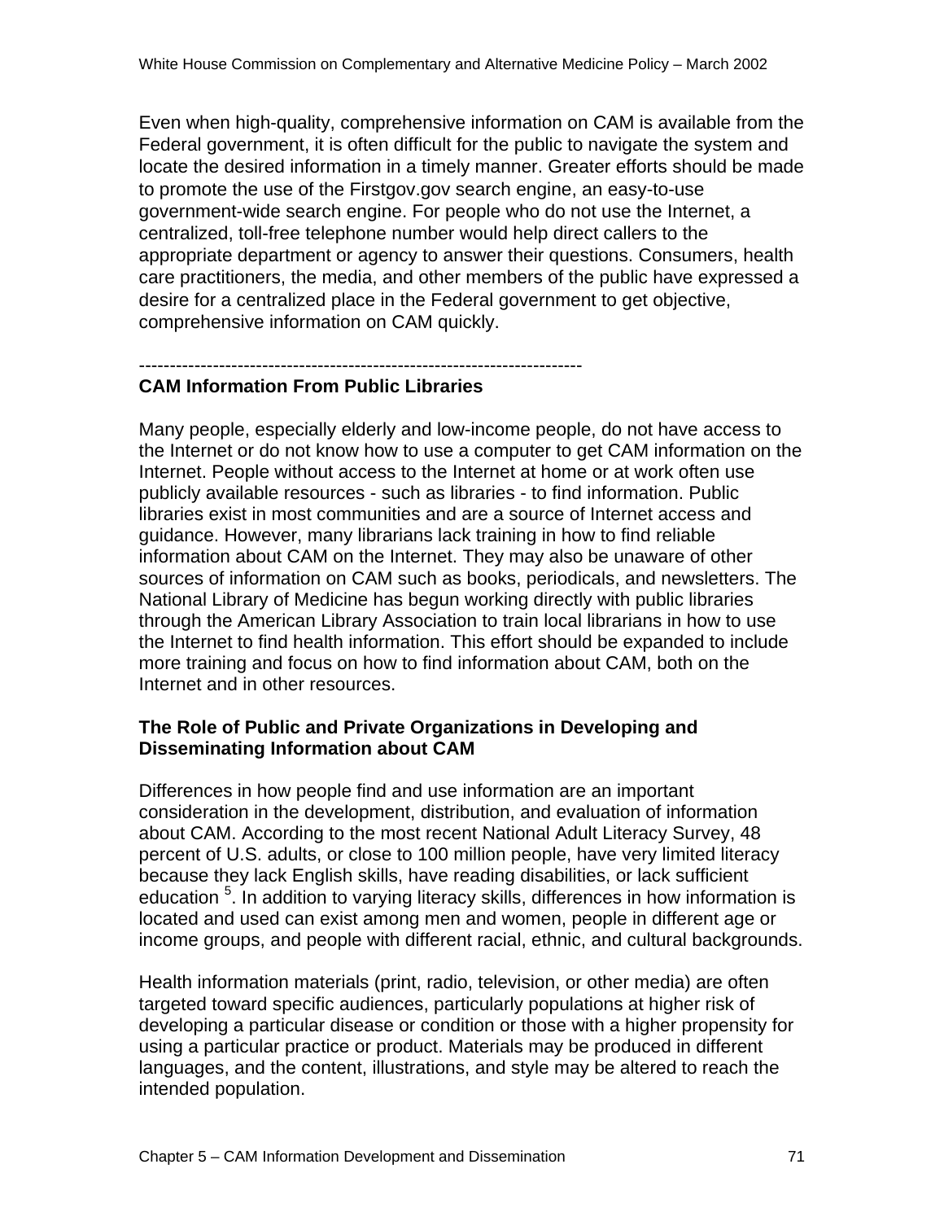Even when high-quality, comprehensive information on CAM is available from the Federal government, it is often difficult for the public to navigate the system and locate the desired information in a timely manner. Greater efforts should be made to promote the use of the Firstgov.gov search engine, an easy-to-use government-wide search engine. For people who do not use the Internet, a centralized, toll-free telephone number would help direct callers to the appropriate department or agency to answer their questions. Consumers, health care practitioners, the media, and other members of the public have expressed a desire for a centralized place in the Federal government to get objective, comprehensive information on CAM quickly.

---

**CAM Information From Public Libraries**

Many people, especially elderly and low-income people, do not have access to the Internet or do not know how to use a computer to get CAM information on the Internet. People without access to the Internet at home or at work often use publicly available resources - such as libraries - to find information. Public libraries exist in most communities and are a source of Internet access and guidance. However, many librarians lack training in how to find reliable information about CAM on the Internet. They may also be unaware of other sources of information on CAM such as books, periodicals, and newsletters. The National Library of Medicine has begun working directly with public libraries through the American Library Association to train local librarians in how to use the Internet to find health information. This effort should be expanded to include more training and focus on how to find information about CAM, both on the Internet and in other resources.

### The Role of Public and Private Organizations in Developing and Disseminating Information about CAM

Differences in how people find and use information are an important consideration in the development, distribution, and evaluation of information about CAM. According to the most recent National Adult Literacy Survey, 48 percent of U.S. adults, or close to 100 million people, have very limited literacy because they lack English skills, have reading disabilities, or lack sufficient education [5]. In addition to varying literacy skills, differences in how information is located and used can exist among men and women, people in different age or income groups, and people with different racial, ethnic, and cultural backgrounds.

Health information materials (print, radio, television, or other media) are often targeted toward specific audiences, particularly populations at higher risk of developing a particular disease or condition or those with a higher propensity for using a particular practice or product. Materials may be produced in different languages, and the content, illustrations, and style may be altered to reach the intended population.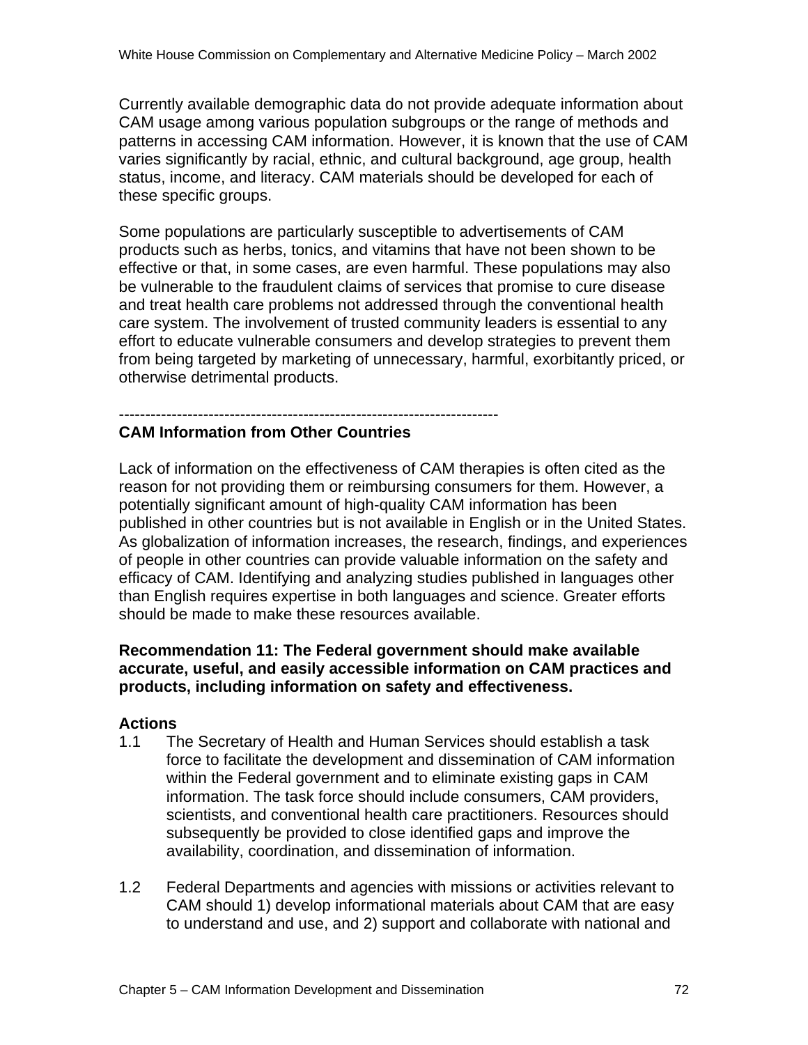Currently available demographic data do not provide adequate information about CAM usage among various population subgroups or the range of methods and patterns in accessing CAM information. However, it is known that the use of CAM varies significantly by racial, ethnic, and cultural background, age group, health status, income, and literacy. CAM materials should be developed for each of these specific groups.

Some populations are particularly susceptible to advertisements of CAM products such as herbs, tonics, and vitamins that have not been shown to be effective or that, in some cases, are even harmful. These populations may also be vulnerable to the fraudulent claims of services that promise to cure disease and treat health care problems not addressed through the conventional health care system. The involvement of trusted community leaders is essential to any effort to educate vulnerable consumers and develop strategies to prevent them from being targeted by marketing of unnecessary, harmful, exorbitantly priced, or otherwise detrimental products.

------------------------------------------------------------------------

**CAM Information from Other Countries**

Lack of information on the effectiveness of CAM therapies is often cited as the reason for not providing them or reimbursing consumers for them. However, a potentially significant amount of high-quality CAM information has been published in other countries but is not available in English or in the United States. As globalization of information increases, the research, findings, and experiences of people in other countries can provide valuable information on the safety and efficacy of CAM. Identifying and analyzing studies published in languages other than English requires expertise in both languages and science. Greater efforts should be made to make these resources available.

**Recommendation 11: The Federal government should make available accurate, useful, and easily accessible information on CAM practices and products, including information on safety and effectiveness.**

**Actions**

1.1 The Secretary of Health and Human Services should establish a task force to facilitate the development and dissemination of CAM information within the Federal government and to eliminate existing gaps in CAM information. The task force should include consumers, CAM providers, scientists, and conventional health care practitioners. Resources should subsequently be provided to close identified gaps and improve the availability, coordination, and dissemination of information.

1.2 Federal Departments and agencies with missions or activities relevant to CAM should 1) develop informational materials about CAM that are easy to understand and use, and 2) support and collaborate with national and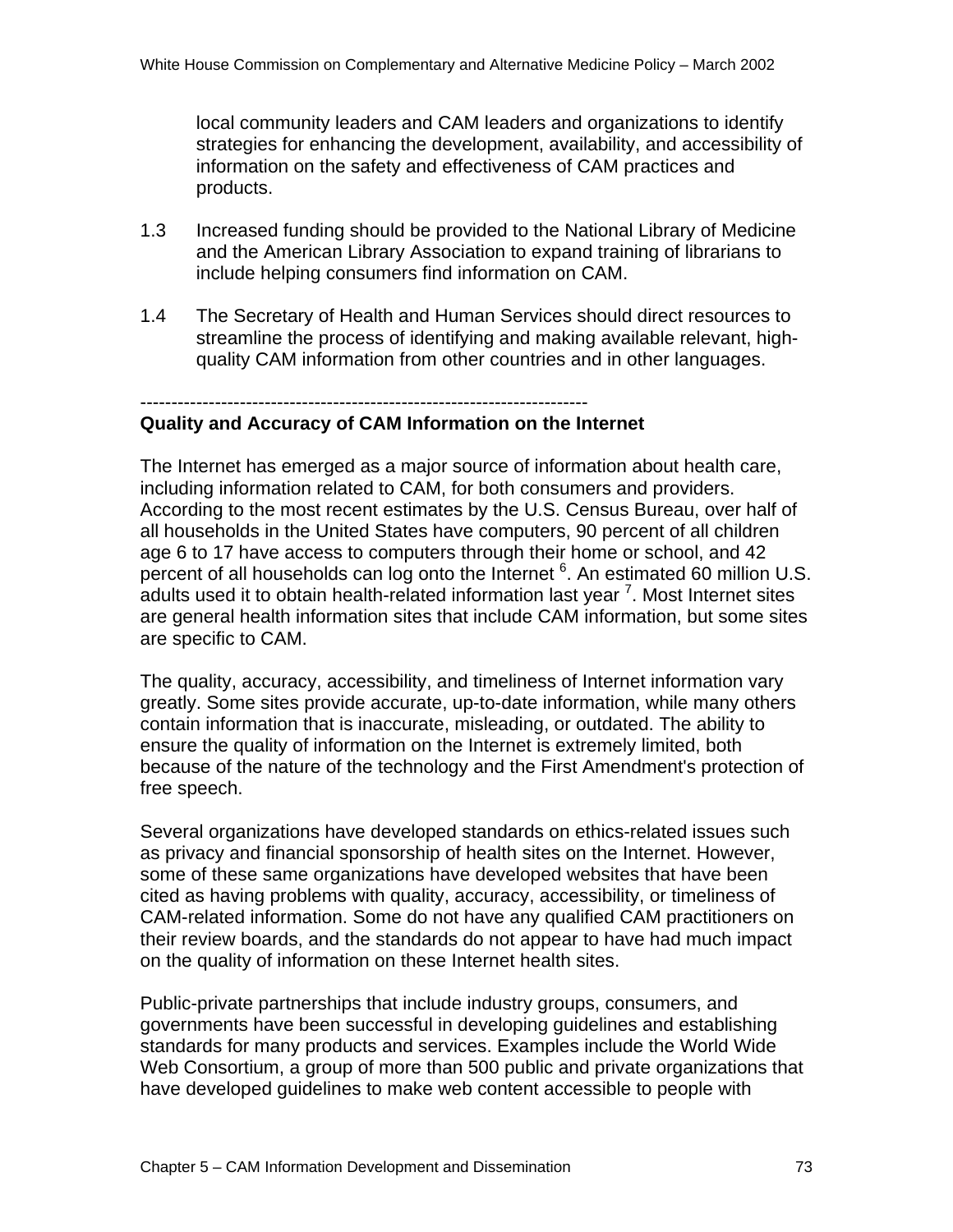local community leaders and CAM leaders and organizations to identify strategies for enhancing the development, availability, and accessibility of information on the safety and effectiveness of CAM practices and products.

1.3 Increased funding should be provided to the National Library of Medicine and the American Library Association to expand training of librarians to include helping consumers find information on CAM.

1.4 The Secretary of Health and Human Services should direct resources to streamline the process of identifying and making available relevant, high-quality CAM information from other countries and in other languages.

---

**Quality and Accuracy of CAM Information on the Internet**

The Internet has emerged as a major source of information about health care, including information related to CAM, for both consumers and providers. According to the most recent estimates by the U.S. Census Bureau, over half of all households in the United States have computers, 90 percent of all children age 6 to 17 have access to computers through their home or school, and 42 percent of all households can log onto the Internet [6]. An estimated 60 million U.S. adults used it to obtain health-related information last year [7]. Most Internet sites are general health information sites that include CAM information, but some sites are specific to CAM.

The quality, accuracy, accessibility, and timeliness of Internet information vary greatly. Some sites provide accurate, up-to-date information, while many others contain information that is inaccurate, misleading, or outdated. The ability to ensure the quality of information on the Internet is extremely limited, both because of the nature of the technology and the First Amendment's protection of free speech.

Several organizations have developed standards on ethics-related issues such as privacy and financial sponsorship of health sites on the Internet. However, some of these same organizations have developed websites that have been cited as having problems with quality, accuracy, accessibility, or timeliness of CAM-related information. Some do not have any qualified CAM practitioners on their review boards, and the standards do not appear to have had much impact on the quality of information on these Internet health sites.

Public-private partnerships that include industry groups, consumers, and governments have been successful in developing guidelines and establishing standards for many products and services. Examples include the World Wide Web Consortium, a group of more than 500 public and private organizations that have developed guidelines to make web content accessible to people with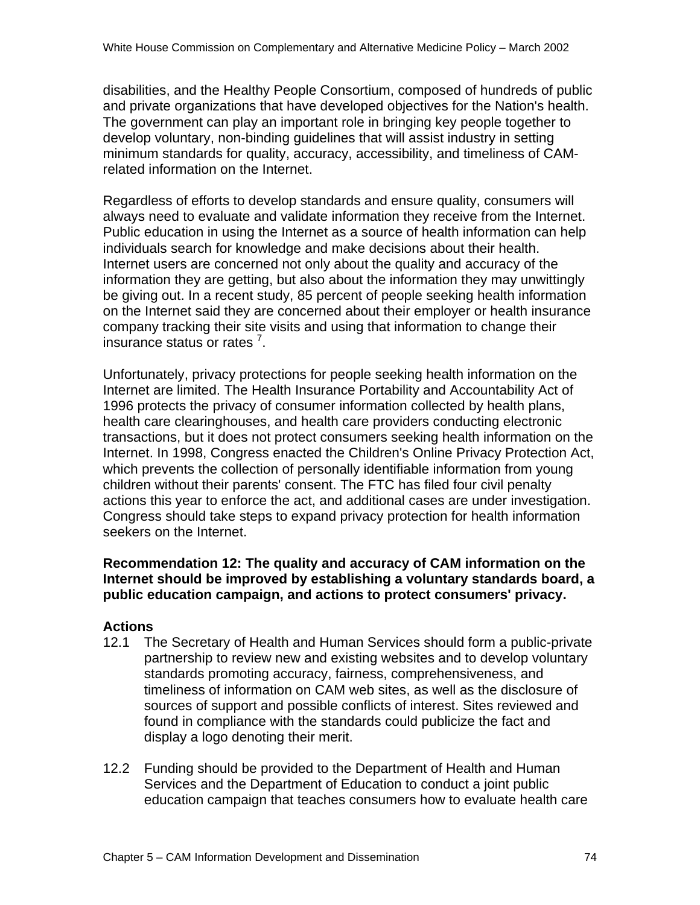disabilities, and the Healthy People Consortium, composed of hundreds of public and private organizations that have developed objectives for the Nation's health. The government can play an important role in bringing key people together to develop voluntary, non-binding guidelines that will assist industry in setting minimum standards for quality, accuracy, accessibility, and timeliness of CAM-related information on the Internet.

Regardless of efforts to develop standards and ensure quality, consumers will always need to evaluate and validate information they receive from the Internet. Public education in using the Internet as a source of health information can help individuals search for knowledge and make decisions about their health. Internet users are concerned not only about the quality and accuracy of the information they are getting, but also about the information they may unwittingly be giving out. In a recent study, 85 percent of people seeking health information on the Internet said they are concerned about their employer or health insurance company tracking their site visits and using that information to change their insurance status or rates [7].

Unfortunately, privacy protections for people seeking health information on the Internet are limited. The Health Insurance Portability and Accountability Act of 1996 protects the privacy of consumer information collected by health plans, health care clearinghouses, and health care providers conducting electronic transactions, but it does not protect consumers seeking health information on the Internet. In 1998, Congress enacted the Children's Online Privacy Protection Act, which prevents the collection of personally identifiable information from young children without their parents' consent. The FTC has filed four civil penalty actions this year to enforce the act, and additional cases are under investigation. Congress should take steps to expand privacy protection for health information seekers on the Internet.

**Recommendation 12: The quality and accuracy of CAM information on the Internet should be improved by establishing a voluntary standards board, a public education campaign, and actions to protect consumers' privacy.**

**Actions**

12.1 The Secretary of Health and Human Services should form a public-private partnership to review new and existing websites and to develop voluntary standards promoting accuracy, fairness, comprehensiveness, and timeliness of information on CAM web sites, as well as the disclosure of sources of support and possible conflicts of interest. Sites reviewed and found in compliance with the standards could publicize the fact and display a logo denoting their merit.

12.2 Funding should be provided to the Department of Health and Human Services and the Department of Education to conduct a joint public education campaign that teaches consumers how to evaluate health care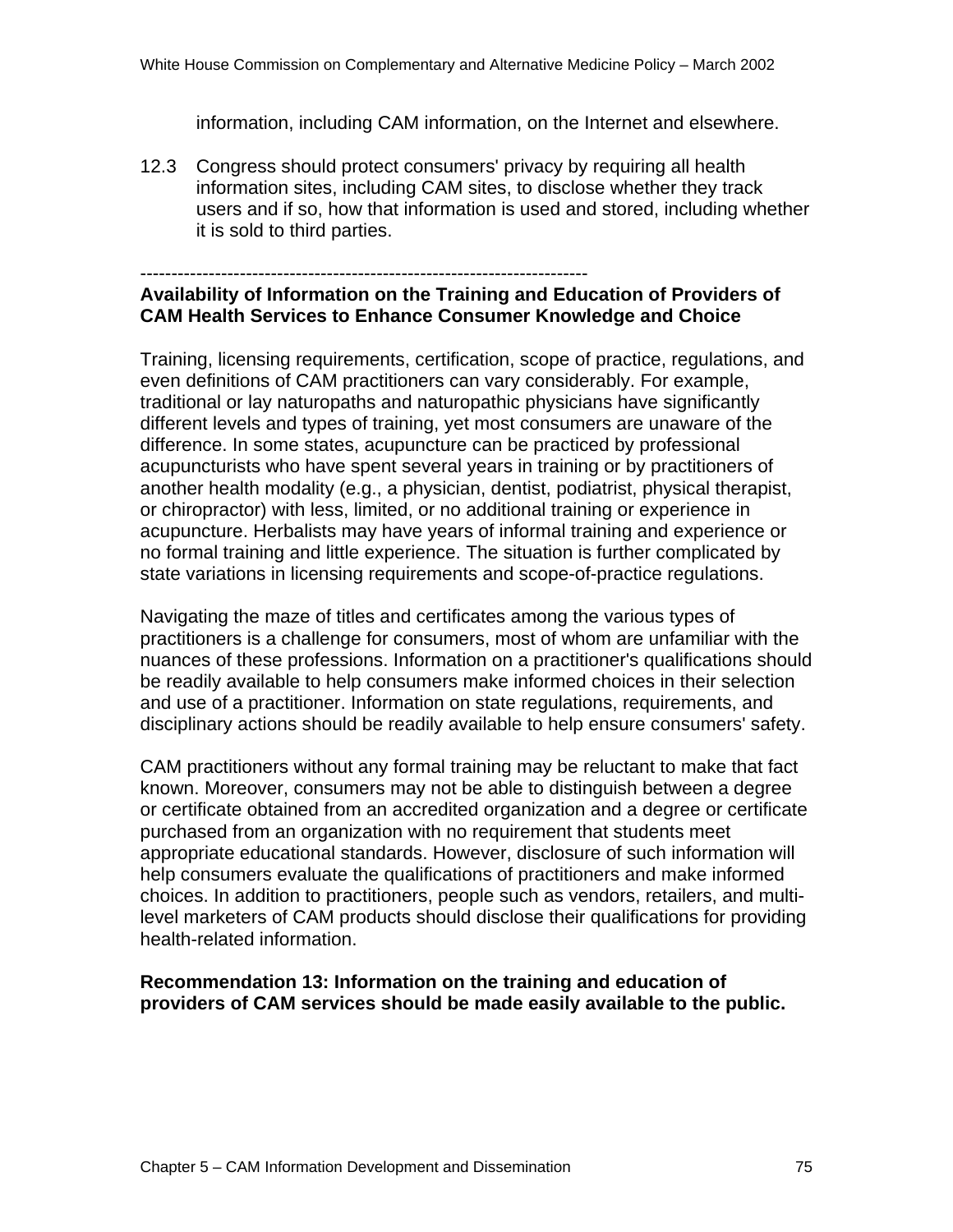information, including CAM information, on the Internet and elsewhere.

12.3 Congress should protect consumers' privacy by requiring all health information sites, including CAM sites, to disclose whether they track users and if so, how that information is used and stored, including whether it is sold to third parties.

-----------------------------------------------------------------------

**Availability of Information on the Training and Education of Providers of CAM Health Services to Enhance Consumer Knowledge and Choice**

Training, licensing requirements, certification, scope of practice, regulations, and even definitions of CAM practitioners can vary considerably. For example, traditional or lay naturopaths and naturopathic physicians have significantly different levels and types of training, yet most consumers are unaware of the difference. In some states, acupuncture can be practiced by professional acupuncturists who have spent several years in training or by practitioners of another health modality (e.g., a physician, dentist, podiatrist, physical therapist, or chiropractor) with less, limited, or no additional training or experience in acupuncture. Herbalists may have years of informal training and experience or no formal training and little experience. The situation is further complicated by state variations in licensing requirements and scope-of-practice regulations.

Navigating the maze of titles and certificates among the various types of practitioners is a challenge for consumers, most of whom are unfamiliar with the nuances of these professions. Information on a practitioner's qualifications should be readily available to help consumers make informed choices in their selection and use of a practitioner. Information on state regulations, requirements, and disciplinary actions should be readily available to help ensure consumers' safety.

CAM practitioners without any formal training may be reluctant to make that fact known. Moreover, consumers may not be able to distinguish between a degree or certificate obtained from an accredited organization and a degree or certificate purchased from an organization with no requirement that students meet appropriate educational standards. However, disclosure of such information will help consumers evaluate the qualifications of practitioners and make informed choices. In addition to practitioners, people such as vendors, retailers, and multi-level marketers of CAM products should disclose their qualifications for providing health-related information.

**Recommendation 13: Information on the training and education of providers of CAM services should be made easily available to the public.**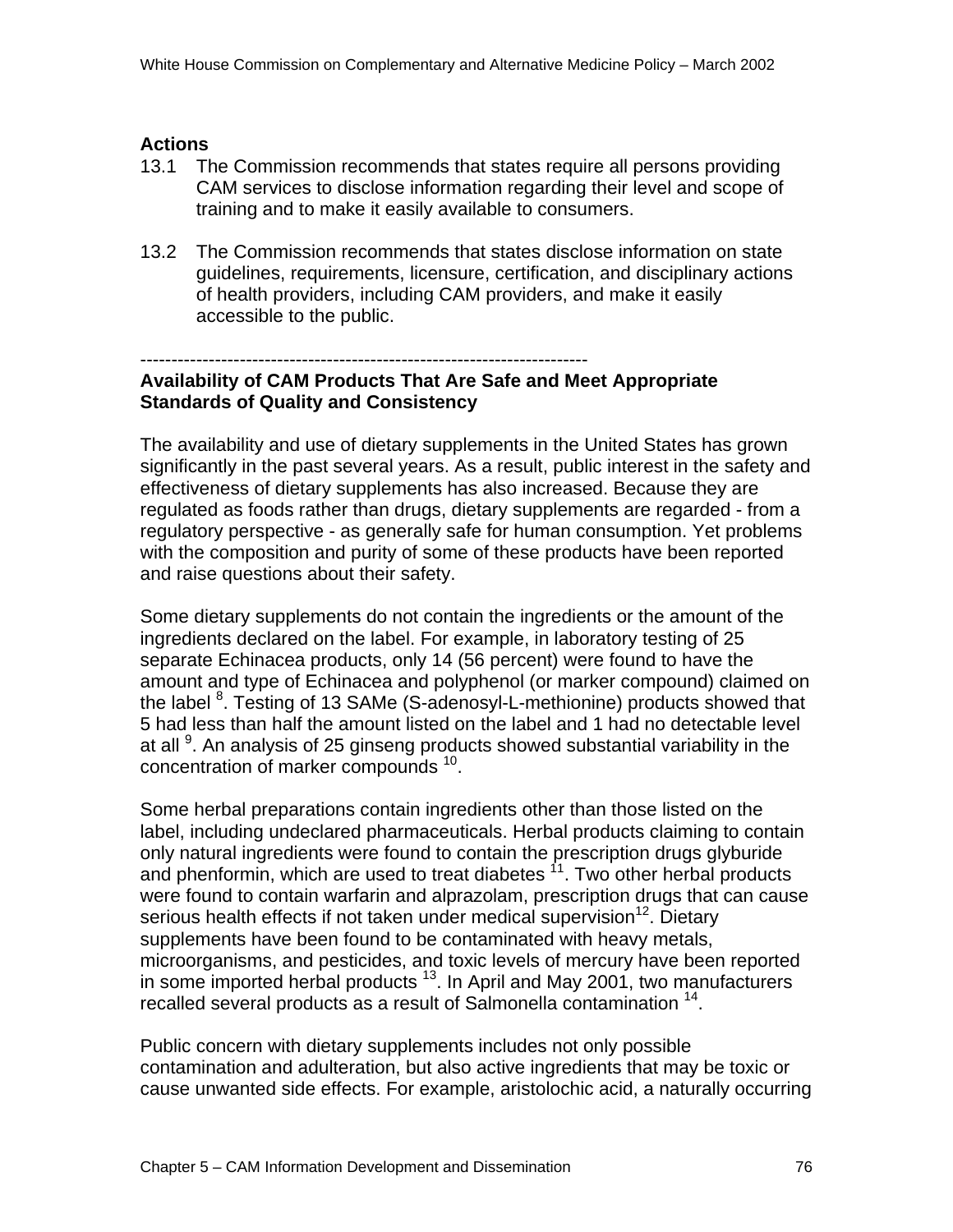### Actions

13.1 The Commission recommends that states require all persons providing CAM services to disclose information regarding their level and scope of training and to make it easily available to consumers.

13.2 The Commission recommends that states disclose information on state guidelines, requirements, licensure, certification, and disciplinary actions of health providers, including CAM providers, and make it easily accessible to the public.

---

### Availability of CAM Products That Are Safe and Meet Appropriate Standards of Quality and Consistency

The availability and use of dietary supplements in the United States has grown significantly in the past several years. As a result, public interest in the safety and effectiveness of dietary supplements has also increased. Because they are regulated as foods rather than drugs, dietary supplements are regarded - from a regulatory perspective - as generally safe for human consumption. Yet problems with the composition and purity of some of these products have been reported and raise questions about their safety.

Some dietary supplements do not contain the ingredients or the amount of the ingredients declared on the label. For example, in laboratory testing of 25 separate Echinacea products, only 14 (56 percent) were found to have the amount and type of Echinacea and polyphenol (or marker compound) claimed on the label [8]. Testing of 13 SAMe (S-adenosyl-L-methionine) products showed that 5 had less than half the amount listed on the label and 1 had no detectable level at all [9]. An analysis of 25 ginseng products showed substantial variability in the concentration of marker compounds [10].

Some herbal preparations contain ingredients other than those listed on the label, including undeclared pharmaceuticals. Herbal products claiming to contain only natural ingredients were found to contain the prescription drugs glyburide and phenformin, which are used to treat diabetes [11]. Two other herbal products were found to contain warfarin and alprazolam, prescription drugs that can cause serious health effects if not taken under medical supervision[12]. Dietary supplements have been found to be contaminated with heavy metals, microorganisms, and pesticides, and toxic levels of mercury have been reported in some imported herbal products [13]. In April and May 2001, two manufacturers recalled several products as a result of Salmonella contamination [14].

Public concern with dietary supplements includes not only possible contamination and adulteration, but also active ingredients that may be toxic or cause unwanted side effects. For example, aristolochic acid, a naturally occurring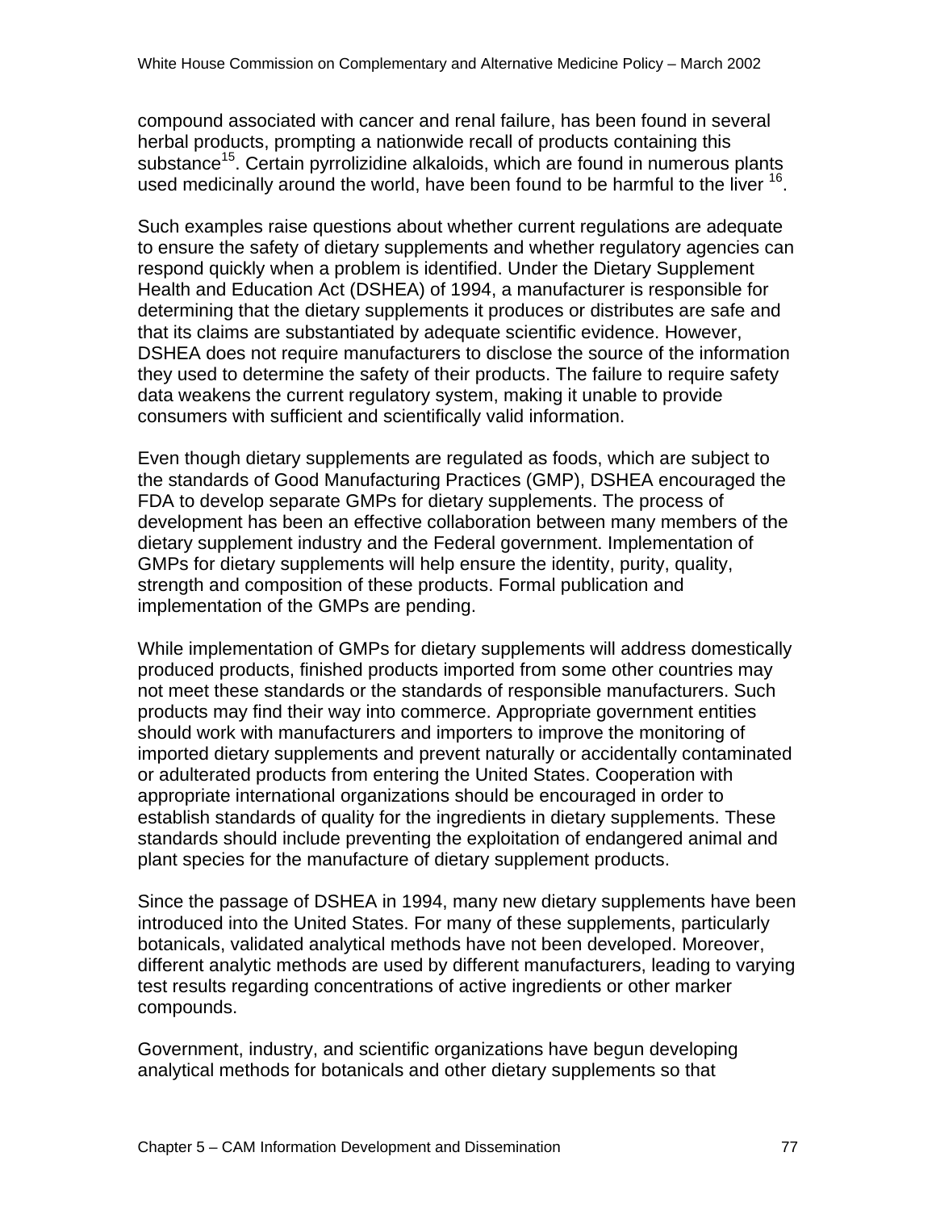compound associated with cancer and renal failure, has been found in several herbal products, prompting a nationwide recall of products containing this substance[15]. Certain pyrrolizidine alkaloids, which are found in numerous plants used medicinally around the world, have been found to be harmful to the liver [16].

Such examples raise questions about whether current regulations are adequate to ensure the safety of dietary supplements and whether regulatory agencies can respond quickly when a problem is identified. Under the Dietary Supplement Health and Education Act (DSHEA) of 1994, a manufacturer is responsible for determining that the dietary supplements it produces or distributes are safe and that its claims are substantiated by adequate scientific evidence. However, DSHEA does not require manufacturers to disclose the source of the information they used to determine the safety of their products. The failure to require safety data weakens the current regulatory system, making it unable to provide consumers with sufficient and scientifically valid information.

Even though dietary supplements are regulated as foods, which are subject to the standards of Good Manufacturing Practices (GMP), DSHEA encouraged the FDA to develop separate GMPs for dietary supplements. The process of development has been an effective collaboration between many members of the dietary supplement industry and the Federal government. Implementation of GMPs for dietary supplements will help ensure the identity, purity, quality, strength and composition of these products. Formal publication and implementation of the GMPs are pending.

While implementation of GMPs for dietary supplements will address domestically produced products, finished products imported from some other countries may not meet these standards or the standards of responsible manufacturers. Such products may find their way into commerce. Appropriate government entities should work with manufacturers and importers to improve the monitoring of imported dietary supplements and prevent naturally or accidentally contaminated or adulterated products from entering the United States. Cooperation with appropriate international organizations should be encouraged in order to establish standards of quality for the ingredients in dietary supplements. These standards should include preventing the exploitation of endangered animal and plant species for the manufacture of dietary supplement products.

Since the passage of DSHEA in 1994, many new dietary supplements have been introduced into the United States. For many of these supplements, particularly botanicals, validated analytical methods have not been developed. Moreover, different analytic methods are used by different manufacturers, leading to varying test results regarding concentrations of active ingredients or other marker compounds.

Government, industry, and scientific organizations have begun developing analytical methods for botanicals and other dietary supplements so that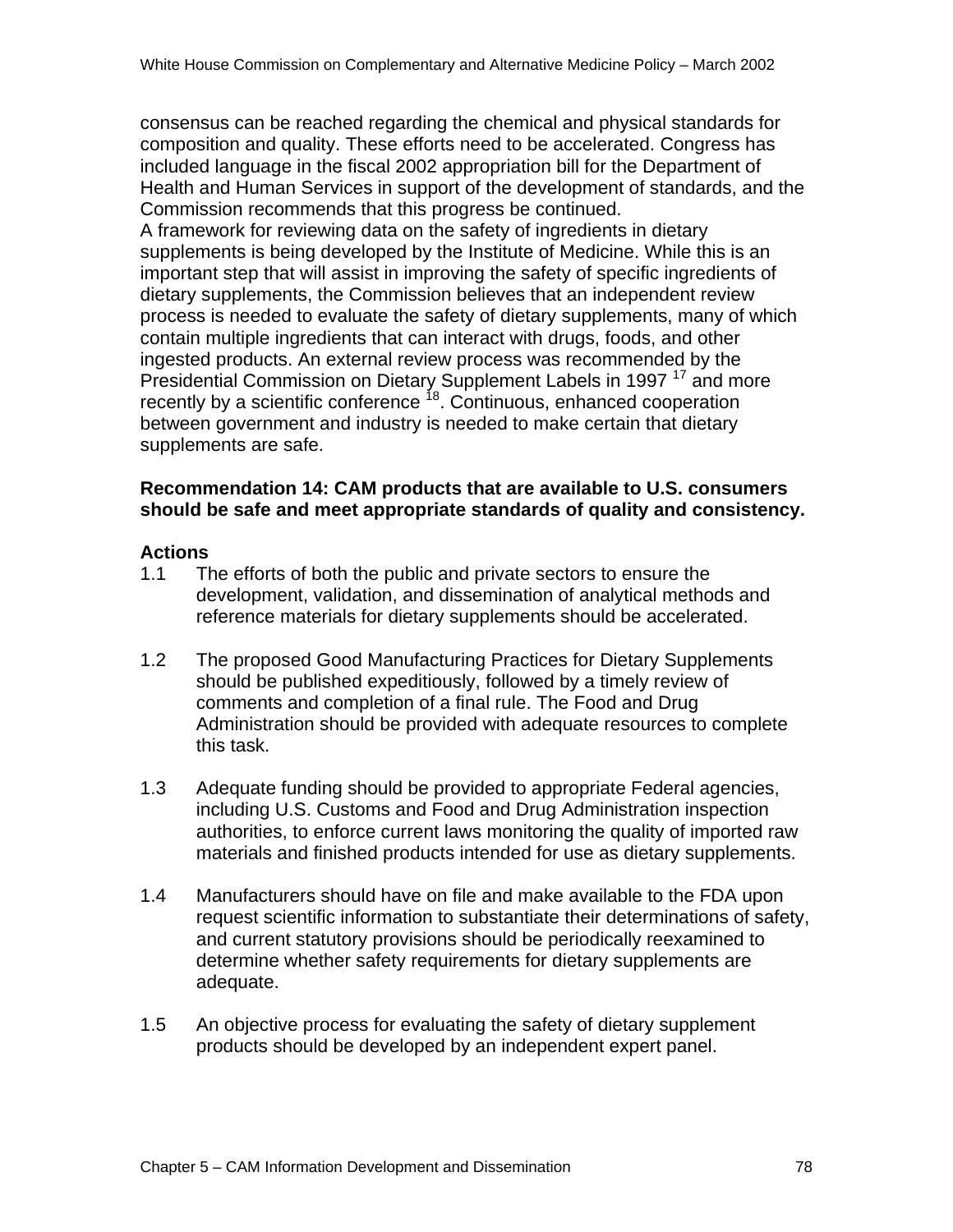consensus can be reached regarding the chemical and physical standards for composition and quality. These efforts need to be accelerated. Congress has included language in the fiscal 2002 appropriation bill for the Department of Health and Human Services in support of the development of standards, and the Commission recommends that this progress be continued.

A framework for reviewing data on the safety of ingredients in dietary supplements is being developed by the Institute of Medicine. While this is an important step that will assist in improving the safety of specific ingredients of dietary supplements, the Commission believes that an independent review process is needed to evaluate the safety of dietary supplements, many of which contain multiple ingredients that can interact with drugs, foods, and other ingested products. An external review process was recommended by the Presidential Commission on Dietary Supplement Labels in 1997 [17] and more recently by a scientific conference [18]. Continuous, enhanced cooperation between government and industry is needed to make certain that dietary supplements are safe.

**Recommendation 14: CAM products that are available to U.S. consumers should be safe and meet appropriate standards of quality and consistency.**

**Actions**

1.1 The efforts of both the public and private sectors to ensure the development, validation, and dissemination of analytical methods and reference materials for dietary supplements should be accelerated.

1.2 The proposed Good Manufacturing Practices for Dietary Supplements should be published expeditiously, followed by a timely review of comments and completion of a final rule. The Food and Drug Administration should be provided with adequate resources to complete this task.

1.3 Adequate funding should be provided to appropriate Federal agencies, including U.S. Customs and Food and Drug Administration inspection authorities, to enforce current laws monitoring the quality of imported raw materials and finished products intended for use as dietary supplements.

1.4 Manufacturers should have on file and make available to the FDA upon request scientific information to substantiate their determinations of safety, and current statutory provisions should be periodically reexamined to determine whether safety requirements for dietary supplements are adequate.

1.5 An objective process for evaluating the safety of dietary supplement products should be developed by an independent expert panel.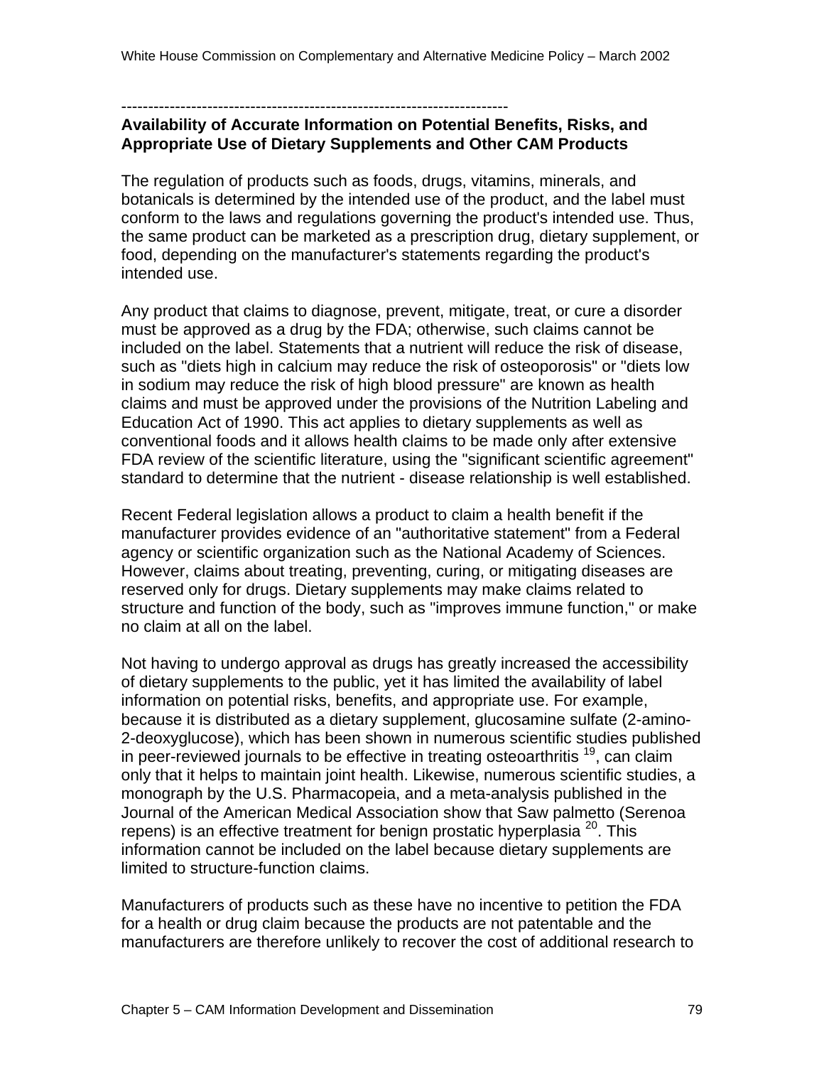---

## Availability of Accurate Information on Potential Benefits, Risks, and Appropriate Use of Dietary Supplements and Other CAM Products

The regulation of products such as foods, drugs, vitamins, minerals, and botanicals is determined by the intended use of the product, and the label must conform to the laws and regulations governing the product's intended use. Thus, the same product can be marketed as a prescription drug, dietary supplement, or food, depending on the manufacturer's statements regarding the product's intended use.

Any product that claims to diagnose, prevent, mitigate, treat, or cure a disorder must be approved as a drug by the FDA; otherwise, such claims cannot be included on the label. Statements that a nutrient will reduce the risk of disease, such as "diets high in calcium may reduce the risk of osteoporosis" or "diets low in sodium may reduce the risk of high blood pressure" are known as health claims and must be approved under the provisions of the Nutrition Labeling and Education Act of 1990. This act applies to dietary supplements as well as conventional foods and it allows health claims to be made only after extensive FDA review of the scientific literature, using the "significant scientific agreement" standard to determine that the nutrient - disease relationship is well established.

Recent Federal legislation allows a product to claim a health benefit if the manufacturer provides evidence of an "authoritative statement" from a Federal agency or scientific organization such as the National Academy of Sciences. However, claims about treating, preventing, curing, or mitigating diseases are reserved only for drugs. Dietary supplements may make claims related to structure and function of the body, such as "improves immune function," or make no claim at all on the label.

Not having to undergo approval as drugs has greatly increased the accessibility of dietary supplements to the public, yet it has limited the availability of label information on potential risks, benefits, and appropriate use. For example, because it is distributed as a dietary supplement, glucosamine sulfate (2-amino-2-deoxyglucose), which has been shown in numerous scientific studies published in peer-reviewed journals to be effective in treating osteoarthritis [19], can claim only that it helps to maintain joint health. Likewise, numerous scientific studies, a monograph by the U.S. Pharmacopeia, and a meta-analysis published in the Journal of the American Medical Association show that Saw palmetto (Serenoa repens) is an effective treatment for benign prostatic hyperplasia [20]. This information cannot be included on the label because dietary supplements are limited to structure-function claims.

Manufacturers of products such as these have no incentive to petition the FDA for a health or drug claim because the products are not patentable and the manufacturers are therefore unlikely to recover the cost of additional research to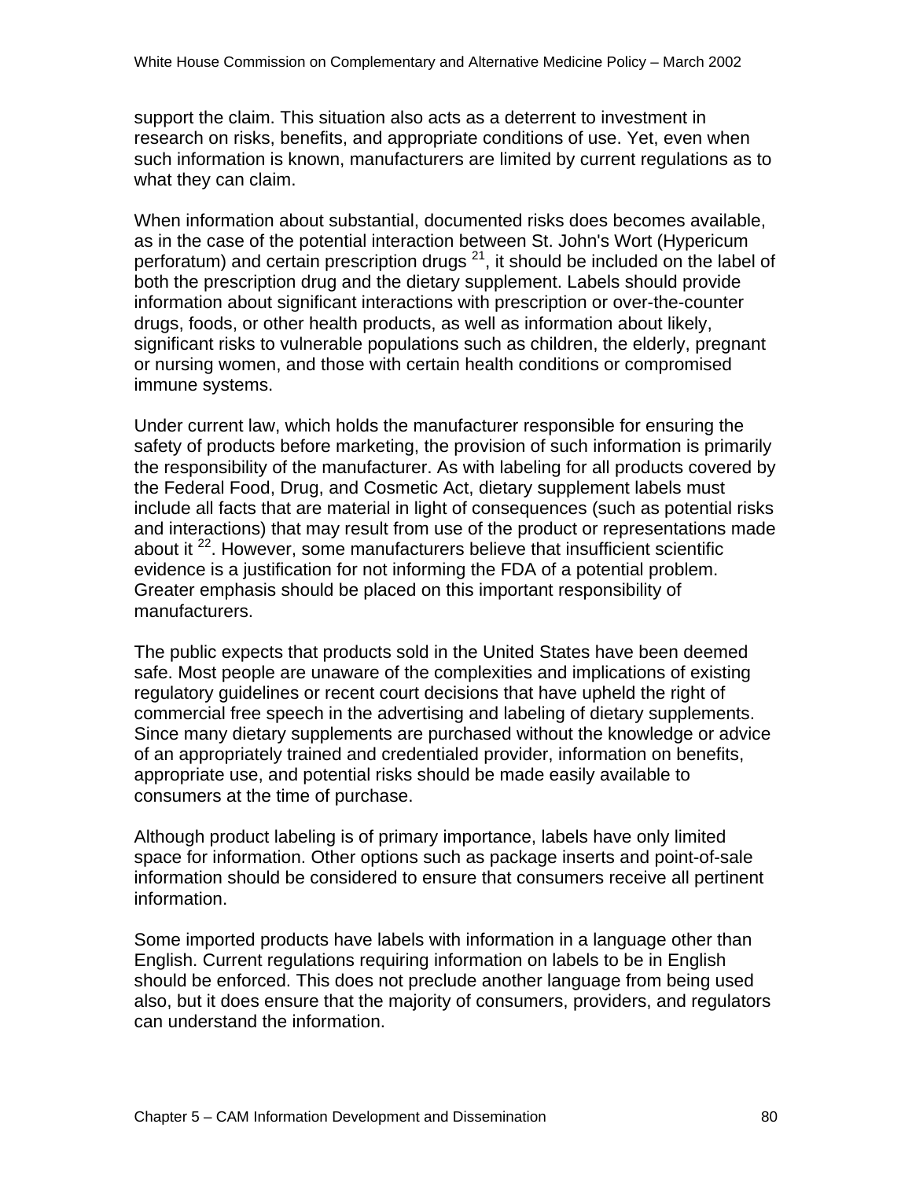support the claim. This situation also acts as a deterrent to investment in research on risks, benefits, and appropriate conditions of use. Yet, even when such information is known, manufacturers are limited by current regulations as to what they can claim.

When information about substantial, documented risks does becomes available, as in the case of the potential interaction between St. John's Wort (Hypericum perforatum) and certain prescription drugs [21], it should be included on the label of both the prescription drug and the dietary supplement. Labels should provide information about significant interactions with prescription or over-the-counter drugs, foods, or other health products, as well as information about likely, significant risks to vulnerable populations such as children, the elderly, pregnant or nursing women, and those with certain health conditions or compromised immune systems.

Under current law, which holds the manufacturer responsible for ensuring the safety of products before marketing, the provision of such information is primarily the responsibility of the manufacturer. As with labeling for all products covered by the Federal Food, Drug, and Cosmetic Act, dietary supplement labels must include all facts that are material in light of consequences (such as potential risks and interactions) that may result from use of the product or representations made about it [22]. However, some manufacturers believe that insufficient scientific evidence is a justification for not informing the FDA of a potential problem. Greater emphasis should be placed on this important responsibility of manufacturers.

The public expects that products sold in the United States have been deemed safe. Most people are unaware of the complexities and implications of existing regulatory guidelines or recent court decisions that have upheld the right of commercial free speech in the advertising and labeling of dietary supplements. Since many dietary supplements are purchased without the knowledge or advice of an appropriately trained and credentialed provider, information on benefits, appropriate use, and potential risks should be made easily available to consumers at the time of purchase.

Although product labeling is of primary importance, labels have only limited space for information. Other options such as package inserts and point-of-sale information should be considered to ensure that consumers receive all pertinent information.

Some imported products have labels with information in a language other than English. Current regulations requiring information on labels to be in English should be enforced. This does not preclude another language from being used also, but it does ensure that the majority of consumers, providers, and regulators can understand the information.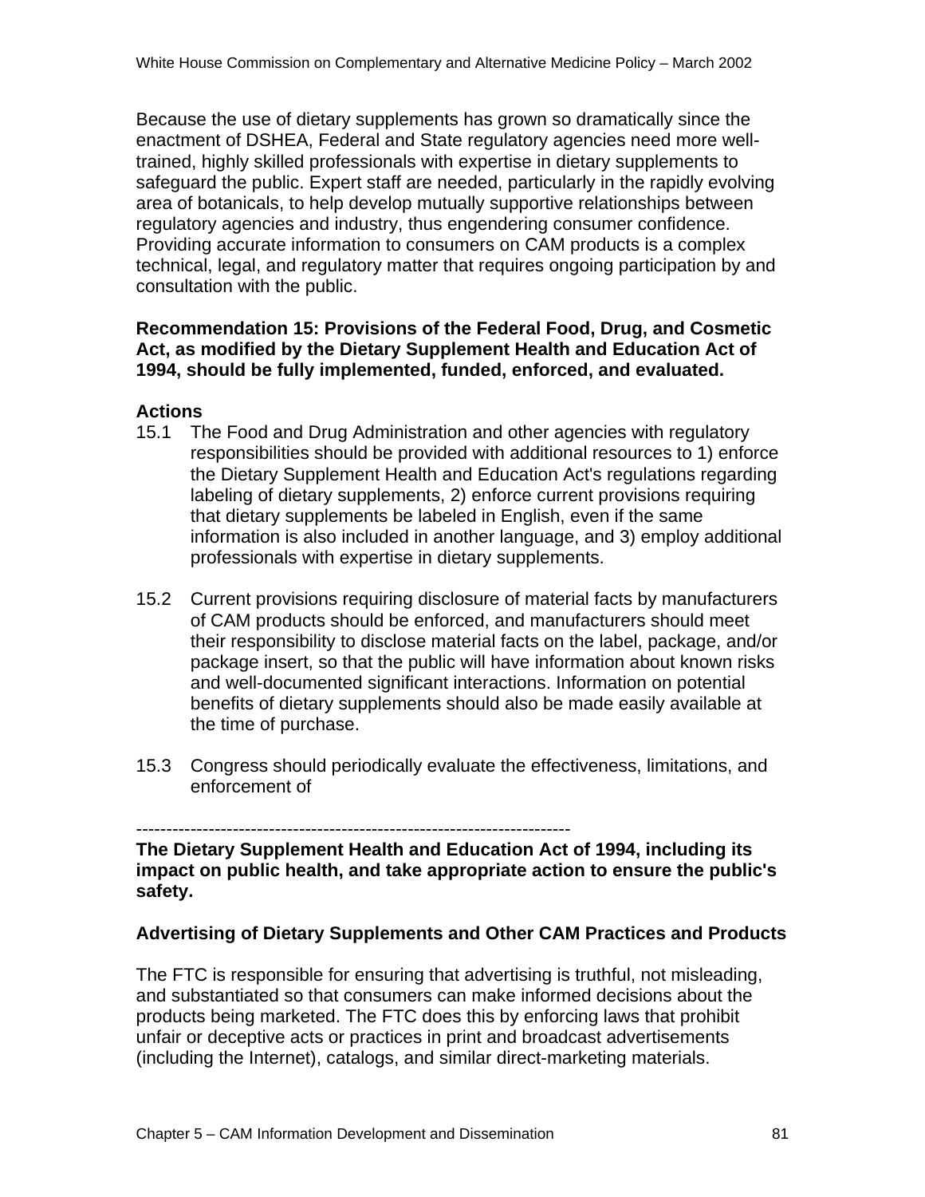Because the use of dietary supplements has grown so dramatically since the enactment of DSHEA, Federal and State regulatory agencies need more well-trained, highly skilled professionals with expertise in dietary supplements to safeguard the public. Expert staff are needed, particularly in the rapidly evolving area of botanicals, to help develop mutually supportive relationships between regulatory agencies and industry, thus engendering consumer confidence. Providing accurate information to consumers on CAM products is a complex technical, legal, and regulatory matter that requires ongoing participation by and consultation with the public.

**Recommendation 15: Provisions of the Federal Food, Drug, and Cosmetic Act, as modified by the Dietary Supplement Health and Education Act of 1994, should be fully implemented, funded, enforced, and evaluated.**

**Actions**

15.1 The Food and Drug Administration and other agencies with regulatory responsibilities should be provided with additional resources to 1) enforce the Dietary Supplement Health and Education Act's regulations regarding labeling of dietary supplements, 2) enforce current provisions requiring that dietary supplements be labeled in English, even if the same information is also included in another language, and 3) employ additional professionals with expertise in dietary supplements.

15.2 Current provisions requiring disclosure of material facts by manufacturers of CAM products should be enforced, and manufacturers should meet their responsibility to disclose material facts on the label, package, and/or package insert, so that the public will have information about known risks and well-documented significant interactions. Information on potential benefits of dietary supplements should also be made easily available at the time of purchase.

15.3 Congress should periodically evaluate the effectiveness, limitations, and enforcement of

----------------------------------------------------------------------

**The Dietary Supplement Health and Education Act of 1994, including its impact on public health, and take appropriate action to ensure the public's safety.**

### Advertising of Dietary Supplements and Other CAM Practices and Products

The FTC is responsible for ensuring that advertising is truthful, not misleading, and substantiated so that consumers can make informed decisions about the products being marketed. The FTC does this by enforcing laws that prohibit unfair or deceptive acts or practices in print and broadcast advertisements (including the Internet), catalogs, and similar direct-marketing materials.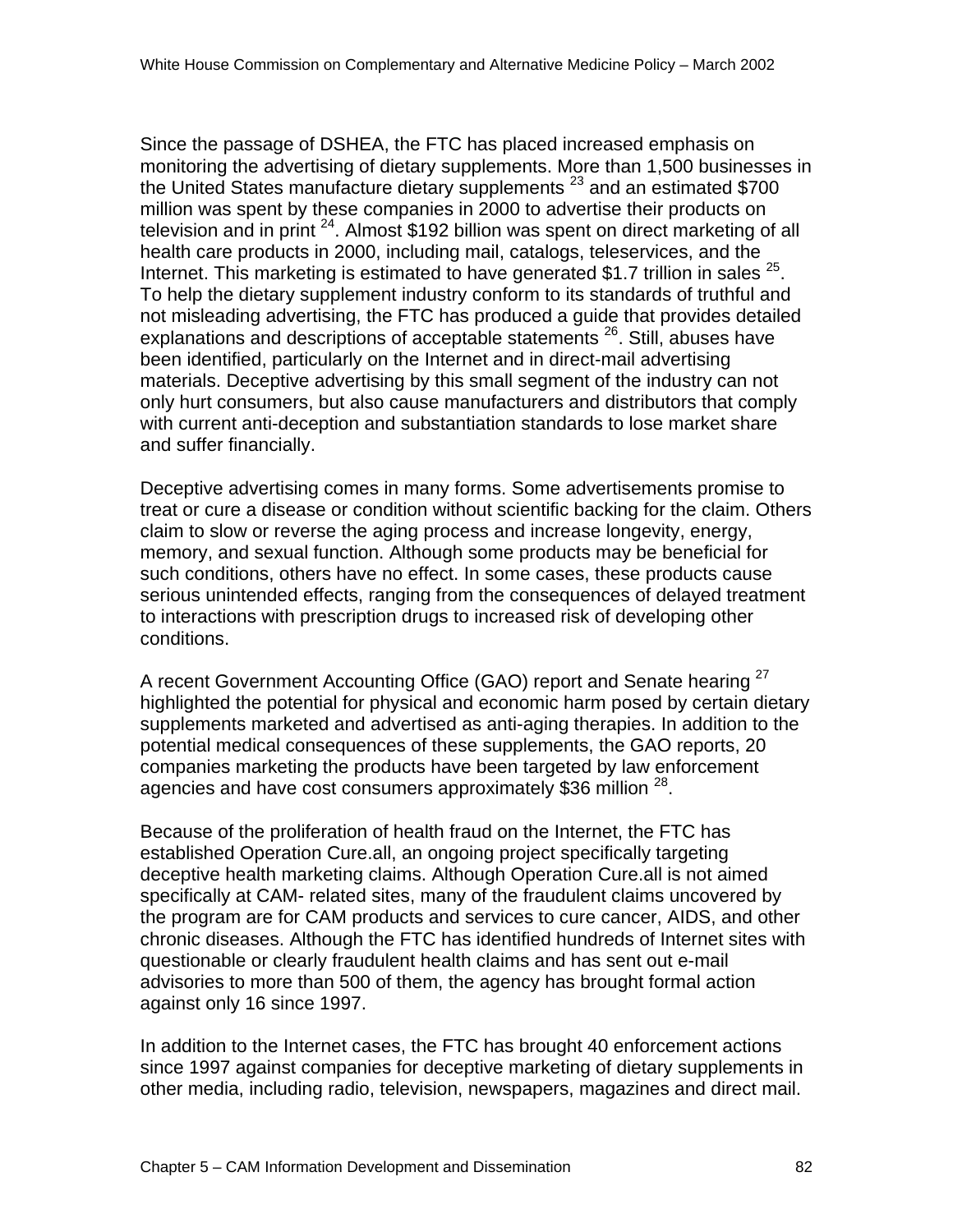Since the passage of DSHEA, the FTC has placed increased emphasis on monitoring the advertising of dietary supplements. More than 1,500 businesses in the United States manufacture dietary supplements [23] and an estimated $700 million was spent by these companies in 2000 to advertise their products on television and in print [24]. Almost $192 billion was spent on direct marketing of all health care products in 2000, including mail, catalogs, teleservices, and the Internet. This marketing is estimated to have generated $1.7 trillion in sales [25]. To help the dietary supplement industry conform to its standards of truthful and not misleading advertising, the FTC has produced a guide that provides detailed explanations and descriptions of acceptable statements [26]. Still, abuses have been identified, particularly on the Internet and in direct-mail advertising materials. Deceptive advertising by this small segment of the industry can not only hurt consumers, but also cause manufacturers and distributors that comply with current anti-deception and substantiation standards to lose market share and suffer financially.

Deceptive advertising comes in many forms. Some advertisements promise to treat or cure a disease or condition without scientific backing for the claim. Others claim to slow or reverse the aging process and increase longevity, energy, memory, and sexual function. Although some products may be beneficial for such conditions, others have no effect. In some cases, these products cause serious unintended effects, ranging from the consequences of delayed treatment to interactions with prescription drugs to increased risk of developing other conditions.

A recent Government Accounting Office (GAO) report and Senate hearing [27] highlighted the potential for physical and economic harm posed by certain dietary supplements marketed and advertised as anti-aging therapies. In addition to the potential medical consequences of these supplements, the GAO reports, 20 companies marketing the products have been targeted by law enforcement agencies and have cost consumers approximately $36 million [28].

Because of the proliferation of health fraud on the Internet, the FTC has established Operation Cure.all, an ongoing project specifically targeting deceptive health marketing claims. Although Operation Cure.all is not aimed specifically at CAM- related sites, many of the fraudulent claims uncovered by the program are for CAM products and services to cure cancer, AIDS, and other chronic diseases. Although the FTC has identified hundreds of Internet sites with questionable or clearly fraudulent health claims and has sent out e-mail advisories to more than 500 of them, the agency has brought formal action against only 16 since 1997.

In addition to the Internet cases, the FTC has brought 40 enforcement actions since 1997 against companies for deceptive marketing of dietary supplements in other media, including radio, television, newspapers, magazines and direct mail.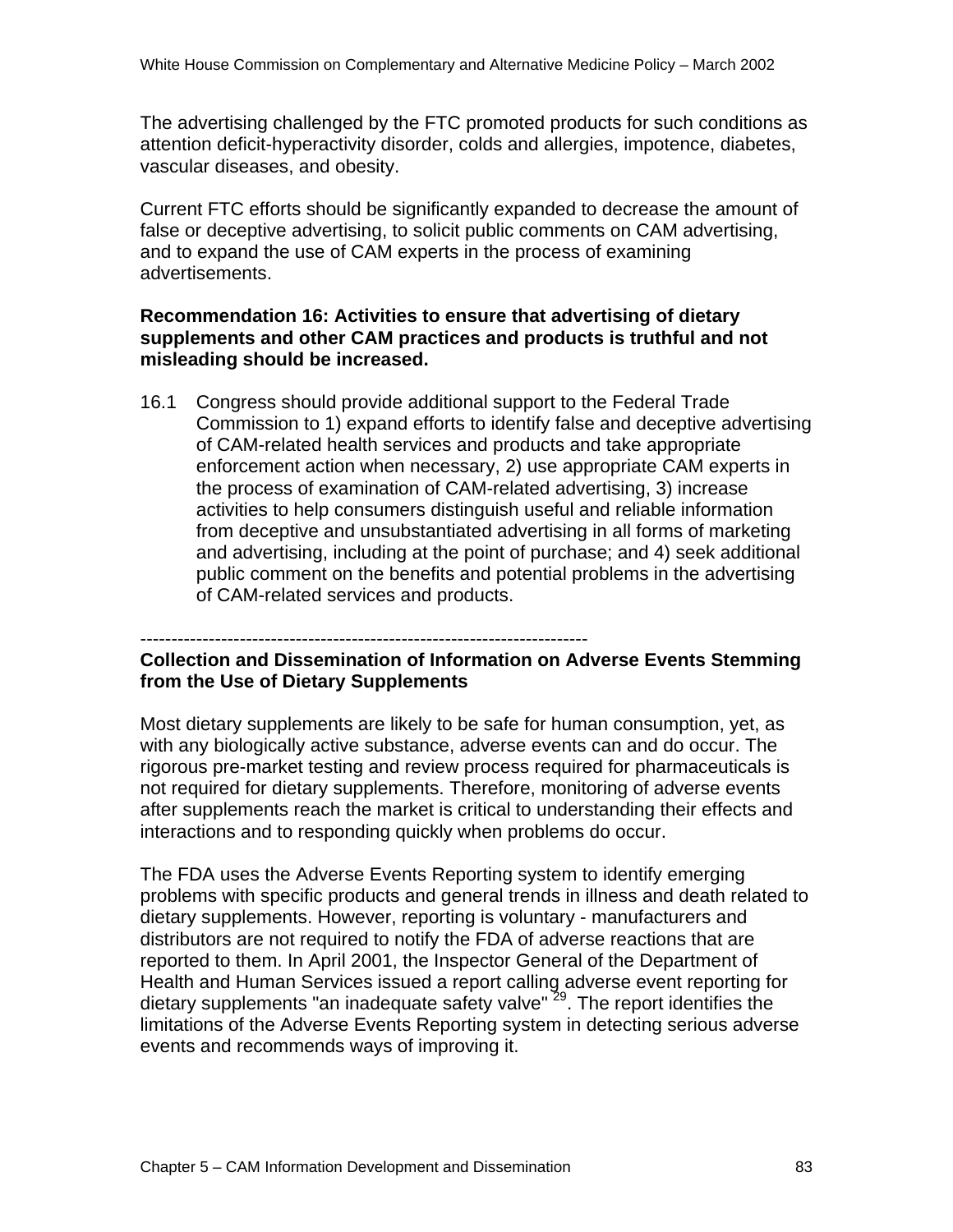The advertising challenged by the FTC promoted products for such conditions as attention deficit-hyperactivity disorder, colds and allergies, impotence, diabetes, vascular diseases, and obesity.

Current FTC efforts should be significantly expanded to decrease the amount of false or deceptive advertising, to solicit public comments on CAM advertising, and to expand the use of CAM experts in the process of examining advertisements.

**Recommendation 16: Activities to ensure that advertising of dietary supplements and other CAM practices and products is truthful and not misleading should be increased.**

16.1 Congress should provide additional support to the Federal Trade Commission to 1) expand efforts to identify false and deceptive advertising of CAM-related health services and products and take appropriate enforcement action when necessary, 2) use appropriate CAM experts in the process of examination of CAM-related advertising, 3) increase activities to help consumers distinguish useful and reliable information from deceptive and unsubstantiated advertising in all forms of marketing and advertising, including at the point of purchase; and 4) seek additional public comment on the benefits and potential problems in the advertising of CAM-related services and products.

------------------------------------------------------------------------

**Collection and Dissemination of Information on Adverse Events Stemming from the Use of Dietary Supplements**

Most dietary supplements are likely to be safe for human consumption, yet, as with any biologically active substance, adverse events can and do occur. The rigorous pre-market testing and review process required for pharmaceuticals is not required for dietary supplements. Therefore, monitoring of adverse events after supplements reach the market is critical to understanding their effects and interactions and to responding quickly when problems do occur.

The FDA uses the Adverse Events Reporting system to identify emerging problems with specific products and general trends in illness and death related to dietary supplements. However, reporting is voluntary - manufacturers and distributors are not required to notify the FDA of adverse reactions that are reported to them. In April 2001, the Inspector General of the Department of Health and Human Services issued a report calling adverse event reporting for dietary supplements "an inadequate safety valve" [29]. The report identifies the limitations of the Adverse Events Reporting system in detecting serious adverse events and recommends ways of improving it.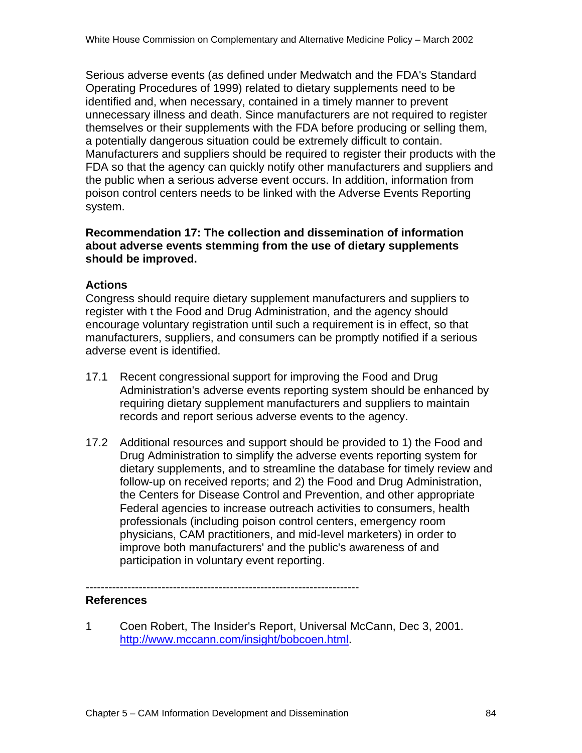Serious adverse events (as defined under Medwatch and the FDA's Standard Operating Procedures of 1999) related to dietary supplements need to be identified and, when necessary, contained in a timely manner to prevent unnecessary illness and death. Since manufacturers are not required to register themselves or their supplements with the FDA before producing or selling them, a potentially dangerous situation could be extremely difficult to contain. Manufacturers and suppliers should be required to register their products with the FDA so that the agency can quickly notify other manufacturers and suppliers and the public when a serious adverse event occurs. In addition, information from poison control centers needs to be linked with the Adverse Events Reporting system.

**Recommendation 17: The collection and dissemination of information about adverse events stemming from the use of dietary supplements should be improved.**

### Actions

Congress should require dietary supplement manufacturers and suppliers to register with t the Food and Drug Administration, and the agency should encourage voluntary registration until such a requirement is in effect, so that manufacturers, suppliers, and consumers can be promptly notified if a serious adverse event is identified.

17.1 Recent congressional support for improving the Food and Drug Administration's adverse events reporting system should be enhanced by requiring dietary supplement manufacturers and suppliers to maintain records and report serious adverse events to the agency.

17.2 Additional resources and support should be provided to 1) the Food and Drug Administration to simplify the adverse events reporting system for dietary supplements, and to streamline the database for timely review and follow-up on received reports; and 2) the Food and Drug Administration, the Centers for Disease Control and Prevention, and other appropriate Federal agencies to increase outreach activities to consumers, health professionals (including poison control centers, emergency room physicians, CAM practitioners, and mid-level marketers) in order to improve both manufacturers' and the public's awareness of and participation in voluntary event reporting.

------------------------------------------------------------------------

### References

1 Coen Robert, The Insider's Report, Universal McCann, Dec 3, 2001. http://www.mccann.com/insight/bobcoen.html.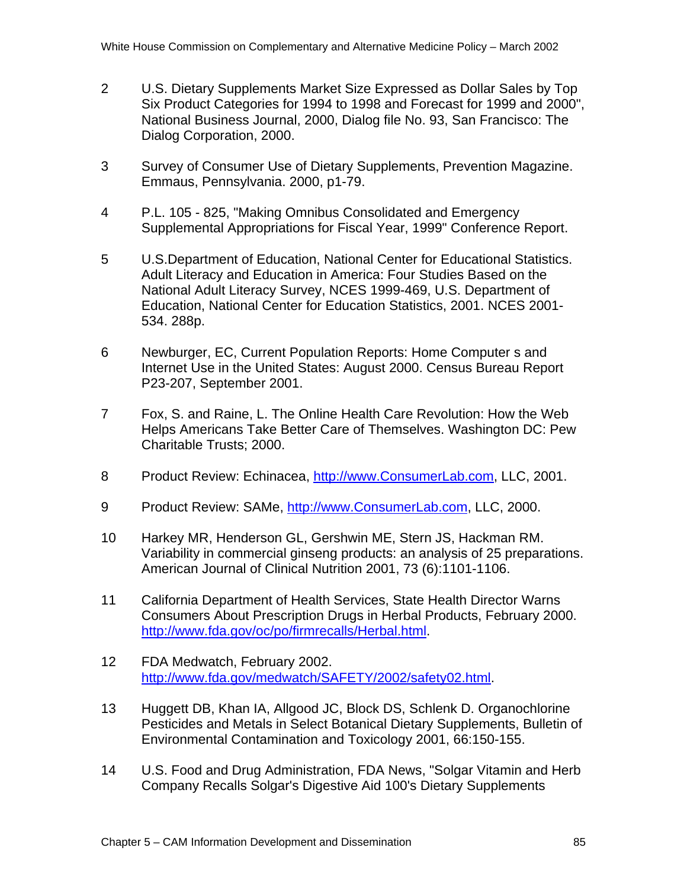2 U.S. Dietary Supplements Market Size Expressed as Dollar Sales by Top Six Product Categories for 1994 to 1998 and Forecast for 1999 and 2000", National Business Journal, 2000, Dialog file No. 93, San Francisco: The Dialog Corporation, 2000.

3 Survey of Consumer Use of Dietary Supplements, Prevention Magazine. Emmaus, Pennsylvania. 2000, p1-79.

4 P.L. 105 - 825, "Making Omnibus Consolidated and Emergency Supplemental Appropriations for Fiscal Year, 1999" Conference Report.

5 U.S.Department of Education, National Center for Educational Statistics. Adult Literacy and Education in America: Four Studies Based on the National Adult Literacy Survey, NCES 1999-469, U.S. Department of Education, National Center for Education Statistics, 2001. NCES 2001-534. 288p.

6 Newburger, EC, Current Population Reports: Home Computer s and Internet Use in the United States: August 2000. Census Bureau Report P23-207, September 2001.

7 Fox, S. and Raine, L. The Online Health Care Revolution: How the Web Helps Americans Take Better Care of Themselves. Washington DC: Pew Charitable Trusts; 2000.

8 Product Review: Echinacea, http://www.ConsumerLab.com, LLC, 2001.

9 Product Review: SAMe, http://www.ConsumerLab.com, LLC, 2000.

10 Harkey MR, Henderson GL, Gershwin ME, Stern JS, Hackman RM. Variability in commercial ginseng products: an analysis of 25 preparations. American Journal of Clinical Nutrition 2001, 73 (6):1101-1106.

11 California Department of Health Services, State Health Director Warns Consumers About Prescription Drugs in Herbal Products, February 2000. http://www.fda.gov/oc/po/firmrecalls/Herbal.html.

12 FDA Medwatch, February 2002. http://www.fda.gov/medwatch/SAFETY/2002/safety02.html.

13 Huggett DB, Khan IA, Allgood JC, Block DS, Schlenk D. Organochlorine Pesticides and Metals in Select Botanical Dietary Supplements, Bulletin of Environmental Contamination and Toxicology 2001, 66:150-155.

14 U.S. Food and Drug Administration, FDA News, "Solgar Vitamin and Herb Company Recalls Solgar's Digestive Aid 100's Dietary Supplements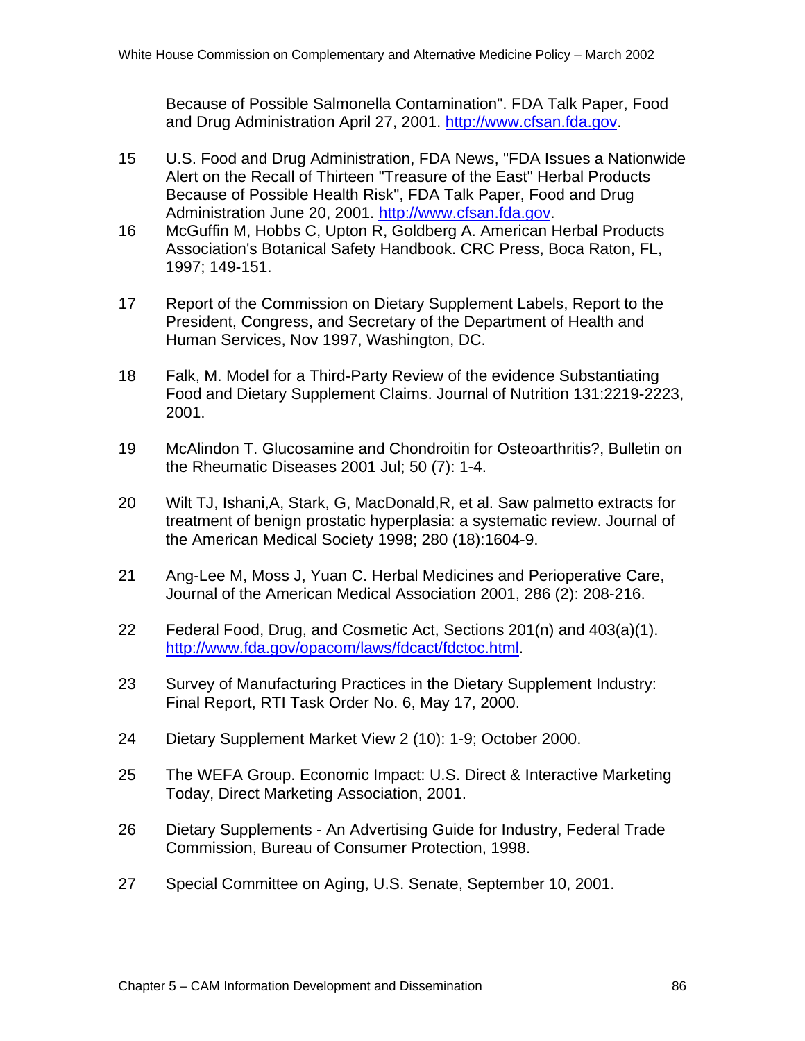Because of Possible Salmonella Contamination". FDA Talk Paper, Food and Drug Administration April 27, 2001. http://www.cfsan.fda.gov.

15 U.S. Food and Drug Administration, FDA News, "FDA Issues a Nationwide Alert on the Recall of Thirteen "Treasure of the East" Herbal Products Because of Possible Health Risk", FDA Talk Paper, Food and Drug Administration June 20, 2001. http://www.cfsan.fda.gov.

16 McGuffin M, Hobbs C, Upton R, Goldberg A. American Herbal Products Association's Botanical Safety Handbook. CRC Press, Boca Raton, FL, 1997; 149-151.

17 Report of the Commission on Dietary Supplement Labels, Report to the President, Congress, and Secretary of the Department of Health and Human Services, Nov 1997, Washington, DC.

18 Falk, M. Model for a Third-Party Review of the evidence Substantiating Food and Dietary Supplement Claims. Journal of Nutrition 131:2219-2223, 2001.

19 McAlindon T. Glucosamine and Chondroitin for Osteoarthritis?, Bulletin on the Rheumatic Diseases 2001 Jul; 50 (7): 1-4.

20 Wilt TJ, Ishani,A, Stark, G, MacDonald,R, et al. Saw palmetto extracts for treatment of benign prostatic hyperplasia: a systematic review. Journal of the American Medical Society 1998; 280 (18):1604-9.

21 Ang-Lee M, Moss J, Yuan C. Herbal Medicines and Perioperative Care, Journal of the American Medical Association 2001, 286 (2): 208-216.

22 Federal Food, Drug, and Cosmetic Act, Sections 201(n) and 403(a)(1). http://www.fda.gov/opacom/laws/fdcact/fdctoc.html.

23 Survey of Manufacturing Practices in the Dietary Supplement Industry: Final Report, RTI Task Order No. 6, May 17, 2000.

24 Dietary Supplement Market View 2 (10): 1-9; October 2000.

25 The WEFA Group. Economic Impact: U.S. Direct & Interactive Marketing Today, Direct Marketing Association, 2001.

26 Dietary Supplements - An Advertising Guide for Industry, Federal Trade Commission, Bureau of Consumer Protection, 1998.

27 Special Committee on Aging, U.S. Senate, September 10, 2001.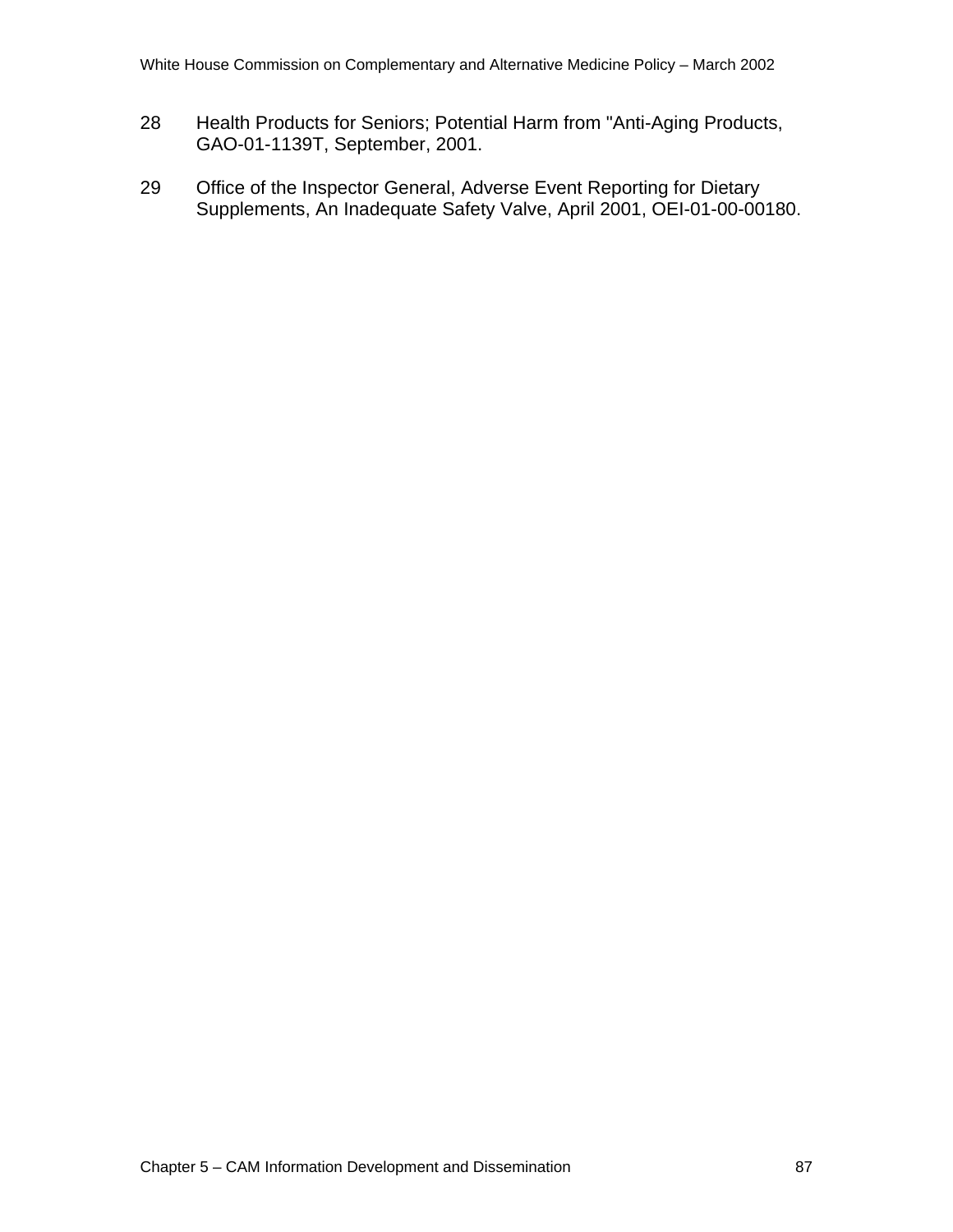28 Health Products for Seniors; Potential Harm from "Anti-Aging Products, GAO-01-1139T, September, 2001.

29 Office of the Inspector General, Adverse Event Reporting for Dietary Supplements, An Inadequate Safety Valve, April 2001, OEI-01-00-00180.